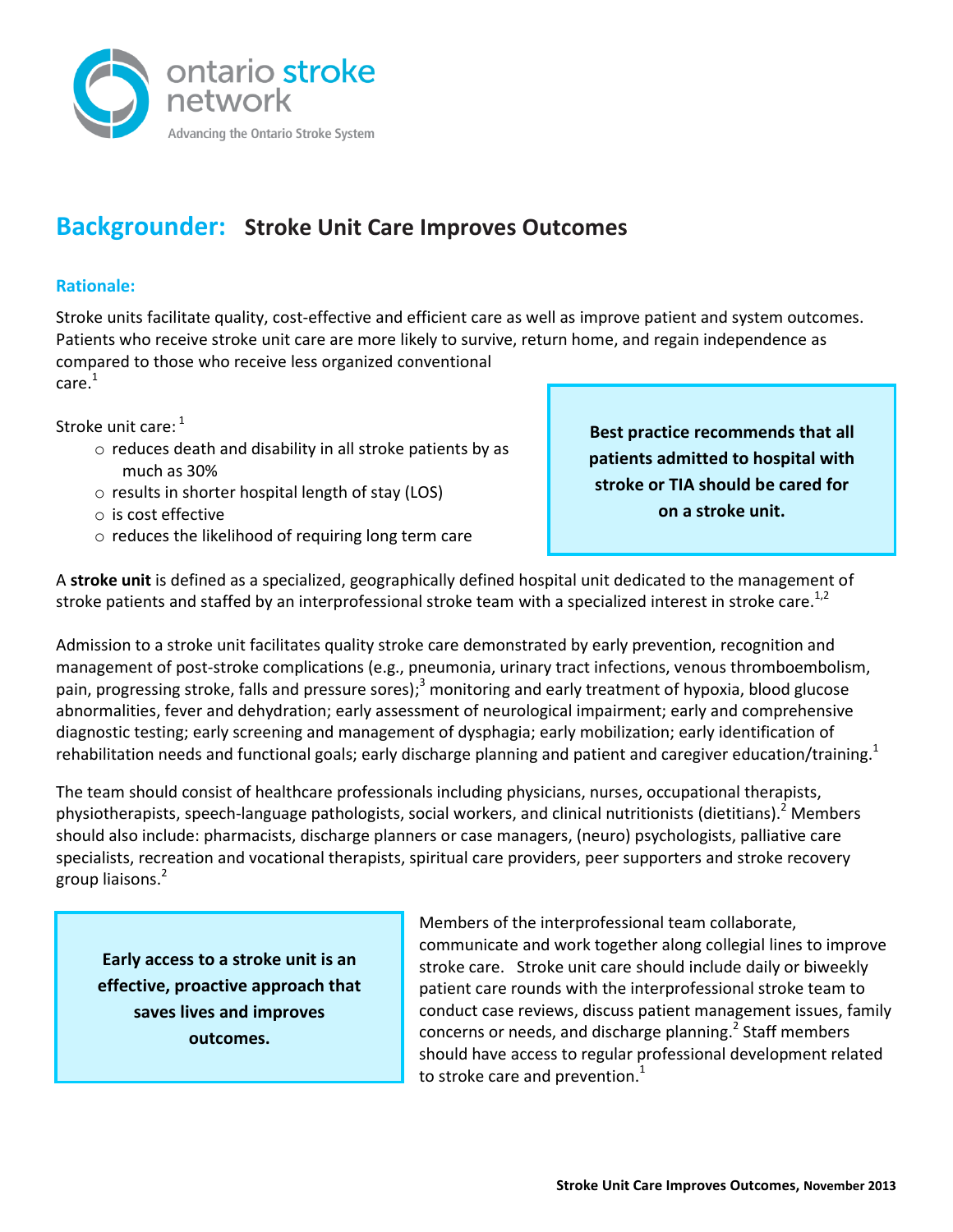ontario stroke network

Advancing the Ontario Stroke System

# Backgrounder: Stroke Unit Care Improves Outcomes

## Rationale:

Stroke units facilitate quality, cost-effective and efficient care as well as improve patient and system outcomes. Patients who receive stroke unit care are more likely to survive, return home, and regain independence as compared to those who receive less organized conventional care.[1]

Stroke unit care:[1]

- reduces death and disability in all stroke patients by as much as 30%
- results in shorter hospital length of stay (LOS)
- is cost effective
- reduces the likelihood of requiring long term care

**Best practice recommends that all patients admitted to hospital with stroke or TIA should be cared for on a stroke unit.**

A **stroke unit** is defined as a specialized, geographically defined hospital unit dedicated to the management of stroke patients and staffed by an interprofessional stroke team with a specialized interest in stroke care.[1,2]

Admission to a stroke unit facilitates quality stroke care demonstrated by early prevention, recognition and management of post-stroke complications (e.g., pneumonia, urinary tract infections, venous thromboembolism, pain, progressing stroke, falls and pressure sores);[3] monitoring and early treatment of hypoxia, blood glucose abnormalities, fever and dehydration; early assessment of neurological impairment; early and comprehensive diagnostic testing; early screening and management of dysphagia; early mobilization; early identification of rehabilitation needs and functional goals; early discharge planning and patient and caregiver education/training.[1]

The team should consist of healthcare professionals including physicians, nurses, occupational therapists, physiotherapists, speech-language pathologists, social workers, and clinical nutritionists (dietitians).[2] Members should also include: pharmacists, discharge planners or case managers, (neuro) psychologists, palliative care specialists, recreation and vocational therapists, spiritual care providers, peer supporters and stroke recovery group liaisons.[2]

**Early access to a stroke unit is an effective, proactive approach that saves lives and improves outcomes.**

Members of the interprofessional team collaborate, communicate and work together along collegial lines to improve stroke care. Stroke unit care should include daily or biweekly patient care rounds with the interprofessional stroke team to conduct case reviews, discuss patient management issues, family concerns or needs, and discharge planning.[2] Staff members should have access to regular professional development related to stroke care and prevention.[1]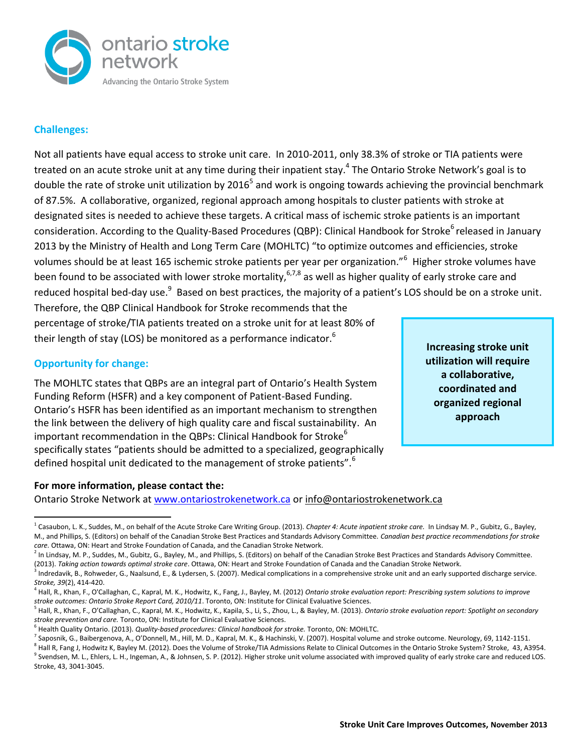## Challenges:

Not all patients have equal access to stroke unit care. In 2010-2011, only 38.3% of stroke or TIA patients were treated on an acute stroke unit at any time during their inpatient stay.[4] The Ontario Stroke Network's goal is to double the rate of stroke unit utilization by 2016[5] and work is ongoing towards achieving the provincial benchmark of 87.5%. A collaborative, organized, regional approach among hospitals to cluster patients with stroke at designated sites is needed to achieve these targets. A critical mass of ischemic stroke patients is an important consideration. According to the Quality-Based Procedures (QBP): Clinical Handbook for Stroke[6] released in January 2013 by the Ministry of Health and Long Term Care (MOHLTC) "to optimize outcomes and efficiencies, stroke volumes should be at least 165 ischemic stroke patients per year per organization."[6] Higher stroke volumes have been found to be associated with lower stroke mortality,[6,7,8] as well as higher quality of early stroke care and reduced hospital bed-day use.[9] Based on best practices, the majority of a patient's LOS should be on a stroke unit. Therefore, the QBP Clinical Handbook for Stroke recommends that the percentage of stroke/TIA patients treated on a stroke unit for at least 80% of their length of stay (LOS) be monitored as a performance indicator.[6]

**Increasing stroke unit utilization will require a collaborative, coordinated and organized regional approach**

## Opportunity for change:

The MOHLTC states that QBPs are an integral part of Ontario's Health System Funding Reform (HSFR) and a key component of Patient-Based Funding. Ontario's HSFR has been identified as an important mechanism to strengthen the link between the delivery of high quality care and fiscal sustainability. An important recommendation in the QBPs: Clinical Handbook for Stroke[6] specifically states "patients should be admitted to a specialized, geographically defined hospital unit dedicated to the management of stroke patients".[6]

**For more information, please contact the:**
Ontario Stroke Network at www.ontariostrokenetwork.ca or info@ontariostrokenetwork.ca

---

[1] Casaubon, L. K., Suddes, M., on behalf of the Acute Stroke Care Writing Group. (2013). *Chapter 4: Acute inpatient stroke care.* In Lindsay M. P., Gubitz, G., Bayley, M., and Phillips, S. (Editors) on behalf of the Canadian Stroke Best Practices and Standards Advisory Committee. *Canadian best practice recommendations for stroke care.* Ottawa, ON: Heart and Stroke Foundation of Canada, and the Canadian Stroke Network.

[2] In Lindsay, M. P., Suddes, M., Gubitz, G., Bayley, M., and Phillips, S. (Editors) on behalf of the Canadian Stroke Best Practices and Standards Advisory Committee. (2013). *Taking action towards optimal stroke care*. Ottawa, ON: Heart and Stroke Foundation of Canada and the Canadian Stroke Network.

[3] Indredavik, B., Rohweder, G., Naalsund, E., & Lydersen, S. (2007). Medical complications in a comprehensive stroke unit and an early supported discharge service. *Stroke, 39*(2), 414-420.

[4] Hall, R., Khan, F., O'Callaghan, C., Kapral, M. K., Hodwitz, K., Fang, J., Bayley, M. (2012) *Ontario stroke evaluation report: Prescribing system solutions to improve stroke outcomes: Ontario Stroke Report Card, 2010/11*. Toronto, ON: Institute for Clinical Evaluative Sciences.

[5] Hall, R., Khan, F., O'Callaghan, C., Kapral, M. K., Hodwitz, K., Kapila, S., Li, S., Zhou, L., & Bayley, M. (2013). *Ontario stroke evaluation report: Spotlight on secondary stroke prevention and care.* Toronto, ON: Institute for Clinical Evaluative Sciences.

[6] Health Quality Ontario. (2013). *Quality-based procedures: Clinical handbook for stroke.* Toronto, ON: MOHLTC.

[7] Saposnik, G., Baibergenova, A., O'Donnell, M., Hill, M. D., Kapral, M. K., & Hachinski, V. (2007). Hospital volume and stroke outcome. Neurology, 69, 1142-1151.

[8] Hall R, Fang J, Hodwitz K, Bayley M. (2012). Does the Volume of Stroke/TIA Admissions Relate to Clinical Outcomes in the Ontario Stroke System? Stroke, 43, A3954.

[9] Svendsen, M. L., Ehlers, L. H., Ingeman, A., & Johnsen, S. P. (2012). Higher stroke unit volume associated with improved quality of early stroke care and reduced LOS. Stroke, 43, 3041-3045.